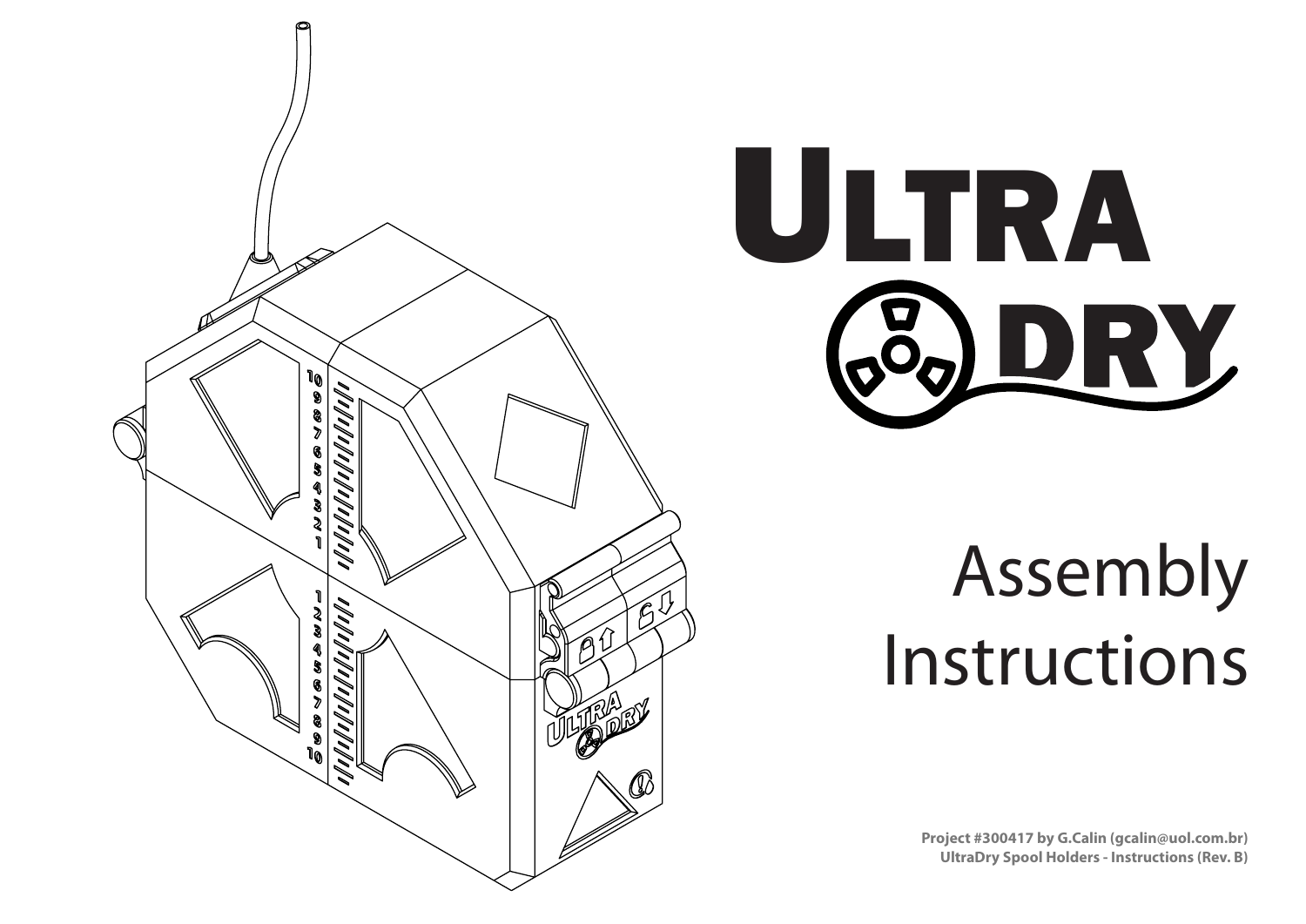# ULTRA DRY

# Assembly Instructions

**Project #300417 by G.Calin (gcalin@uol.com.br)**
**UltraDry Spool Holders - Instructions (Rev. B)**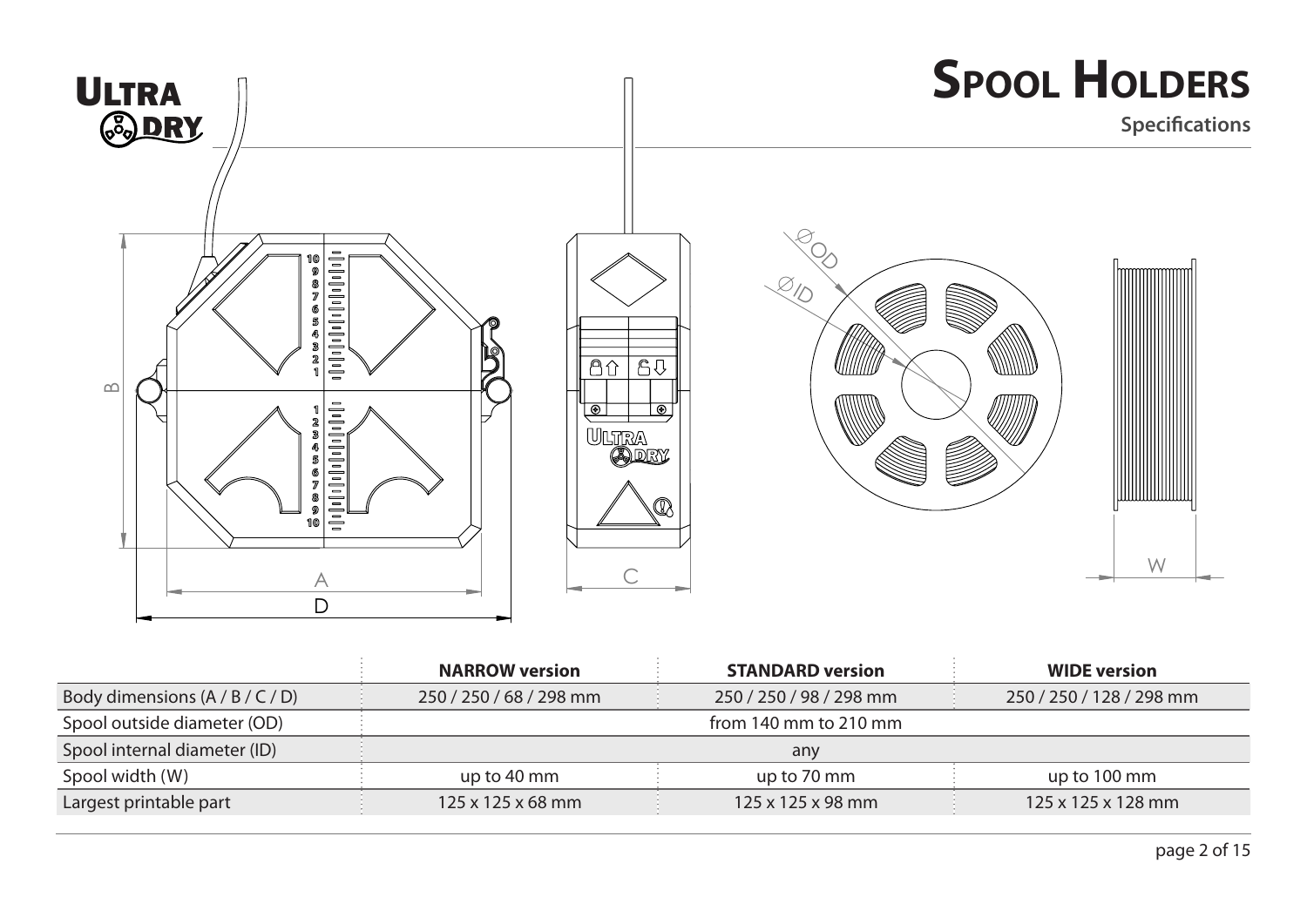# Spool Holders

## Specifications

| | NARROW version | STANDARD version | WIDE version |
|---|---|---|---|
| Body dimensions (A / B / C / D) | 250 / 250 / 68 / 298 mm | 250 / 250 / 98 / 298 mm | 250 / 250 / 128 / 298 mm |
| Spool outside diameter (OD) | | from 140 mm to 210 mm | |
| Spool internal diameter (ID) | | any | |
| Spool width (W) | up to 40 mm | up to 70 mm | up to 100 mm |
| Largest printable part | 125 x 125 x 68 mm | 125 x 125 x 98 mm | 125 x 125 x 128 mm |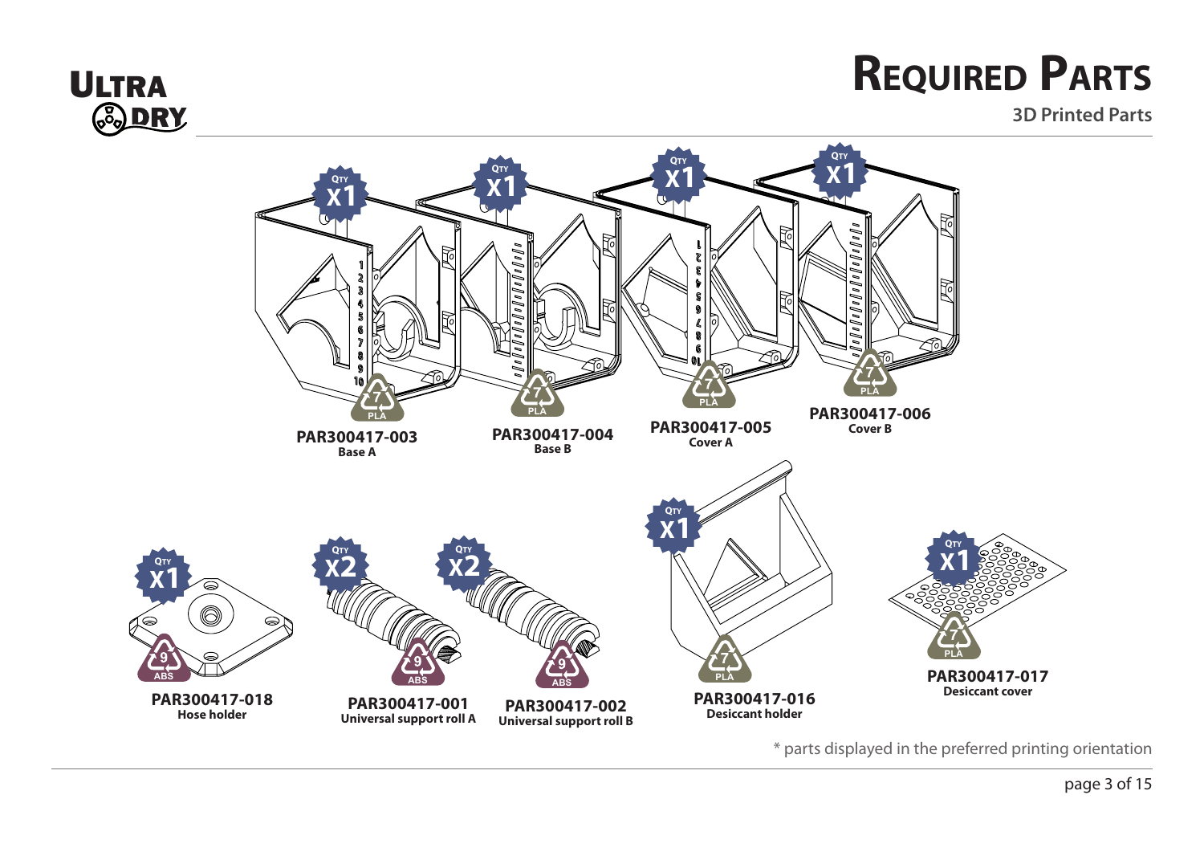# Required Parts

### 3D Printed Parts

**PAR300417-003**
**Base A**
QTY x1 — PLA

**PAR300417-004**
**Base B**
QTY x1 — PLA

**PAR300417-005**
**Cover A**
QTY x1 — PLA

**PAR300417-006**
**Cover B**
QTY x1 — PLA

**PAR300417-018**
**Hose holder**
QTY x1 — ABS

**PAR300417-001**
**Universal support roll A**
QTY x2 — ABS

**PAR300417-002**
**Universal support roll B**
QTY x2 — ABS

**PAR300417-016**
**Desiccant holder**
QTY x1 — PLA

**PAR300417-017**
**Desiccant cover**
QTY x1 — PLA

* parts displayed in the preferred printing orientation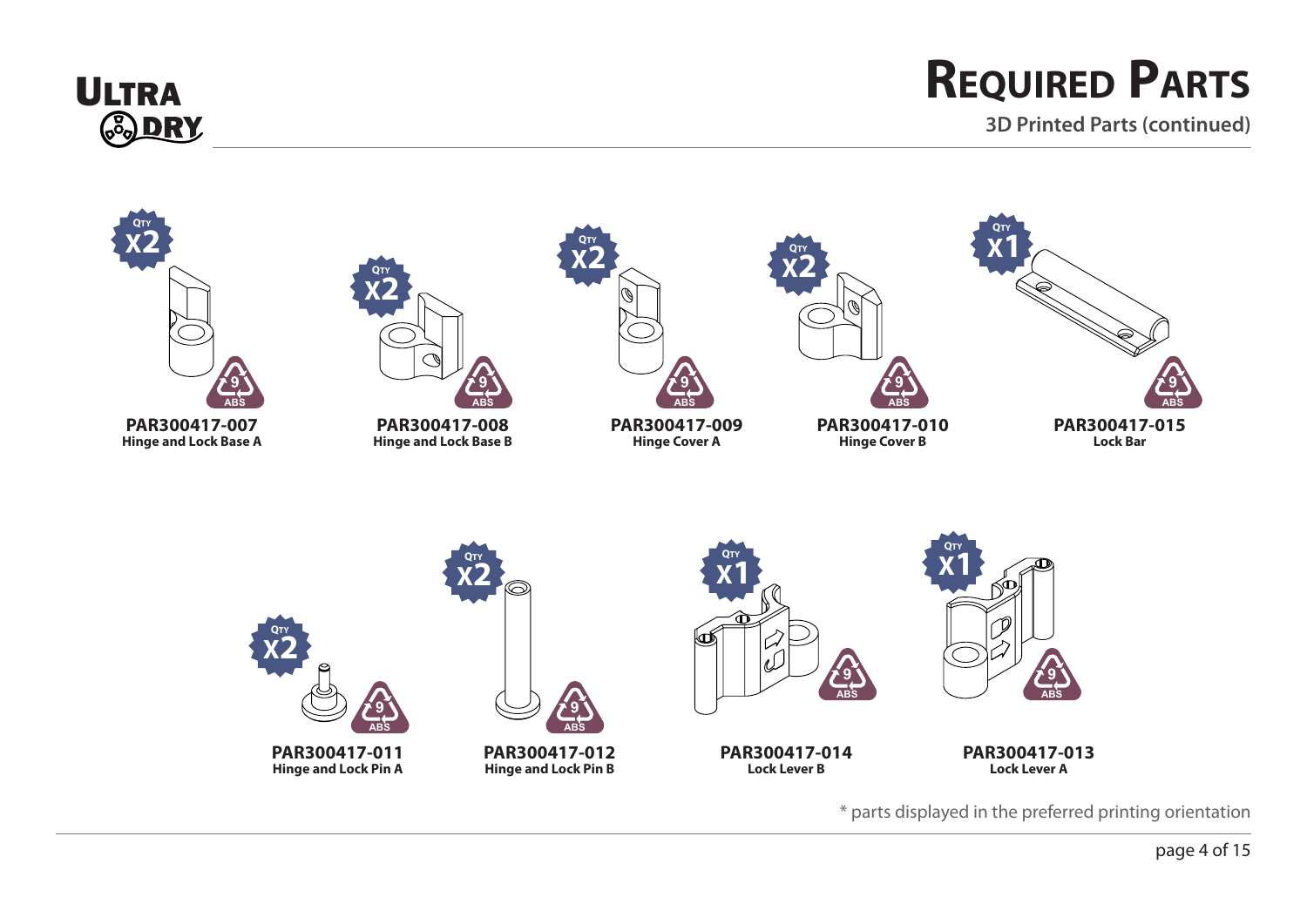# Required Parts

**3D Printed Parts (continued)**

| Part Number | Name | Qty | Material |
|---|---|---|---|
| PAR300417-007 | Hinge and Lock Base A | x2 | ABS |
| PAR300417-008 | Hinge and Lock Base B | x2 | ABS |
| PAR300417-009 | Hinge Cover A | x2 | ABS |
| PAR300417-010 | Hinge Cover B | x2 | ABS |
| PAR300417-015 | Lock Bar | x1 | ABS |
| PAR300417-011 | Hinge and Lock Pin A | x2 | ABS |
| PAR300417-012 | Hinge and Lock Pin B | x2 | ABS |
| PAR300417-014 | Lock Lever B | x1 | ABS |
| PAR300417-013 | Lock Lever A | x1 | ABS |

* parts displayed in the preferred printing orientation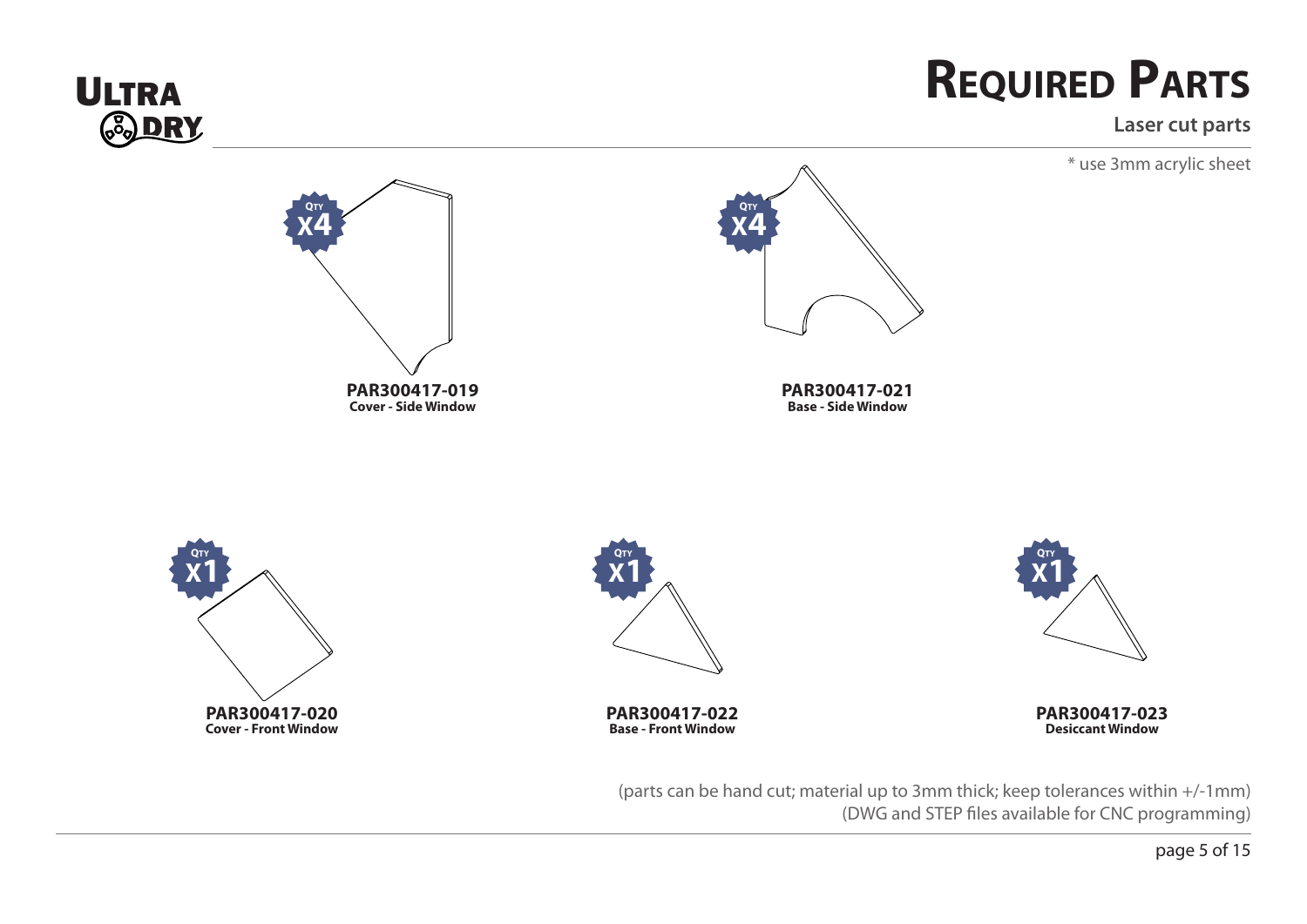# Required Parts

## Laser cut parts

* use 3mm acrylic sheet

**Qty x4**

**PAR300417-019**
**Cover - Side Window**

**Qty x4**

**PAR300417-021**
**Base - Side Window**

**Qty x1**

**PAR300417-020**
**Cover - Front Window**

**Qty x1**

**PAR300417-022**
**Base - Front Window**

**Qty x1**

**PAR300417-023**
**Desiccant Window**

(parts can be hand cut; material up to 3mm thick; keep tolerances within +/-1mm)
(DWG and STEP files available for CNC programming)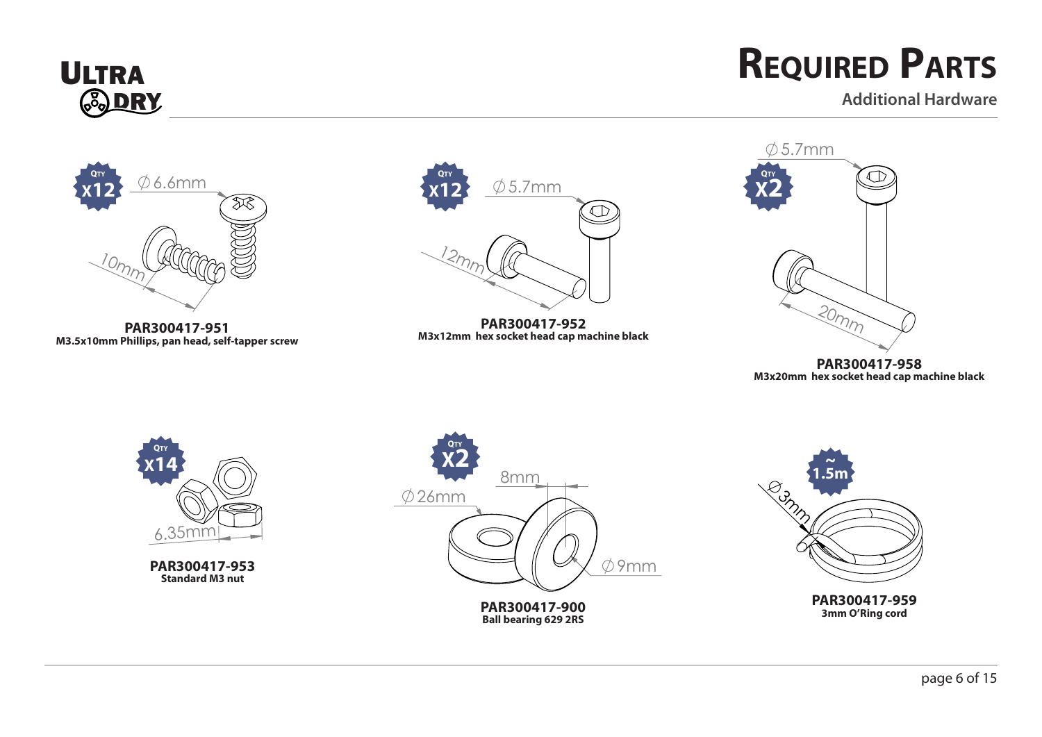# Required Parts

## Additional Hardware

QTY x12

∅ 6.6mm

10mm

**PAR300417-951**
**M3.5x10mm Phillips, pan head, self-tapper screw**

QTY x12

∅ 5.7mm

12mm

**PAR300417-952**
**M3x12mm hex socket head cap machine black**

QTY X2

∅ 5.7mm

20mm

**PAR300417-958**
**M3x20mm hex socket head cap machine black**

QTY x14

6.35mm

**PAR300417-953**
**Standard M3 nut**

QTY X2

8mm

∅ 26mm

∅ 9mm

**PAR300417-900**
**Ball bearing 629 2RS**

~1.5m

∅ 3mm

**PAR300417-959**
**3mm O'Ring cord**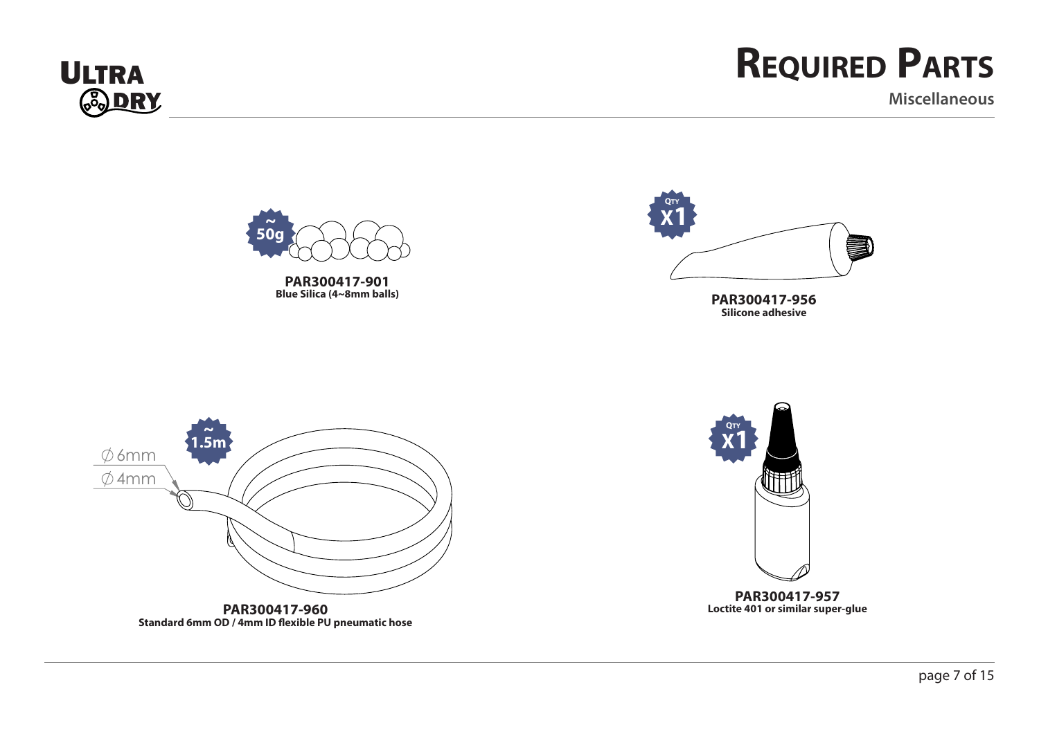# Required Parts

## Miscellaneous

~50g

**PAR300417-901**
**Blue Silica (4~8mm balls)**

QTY X1

**PAR300417-956**
**Silicone adhesive**

~1.5m

∅ 6mm
∅ 4mm

**PAR300417-960**
**Standard 6mm OD / 4mm ID flexible PU pneumatic hose**

QTY X1

**PAR300417-957**
**Loctite 401 or similar super-glue**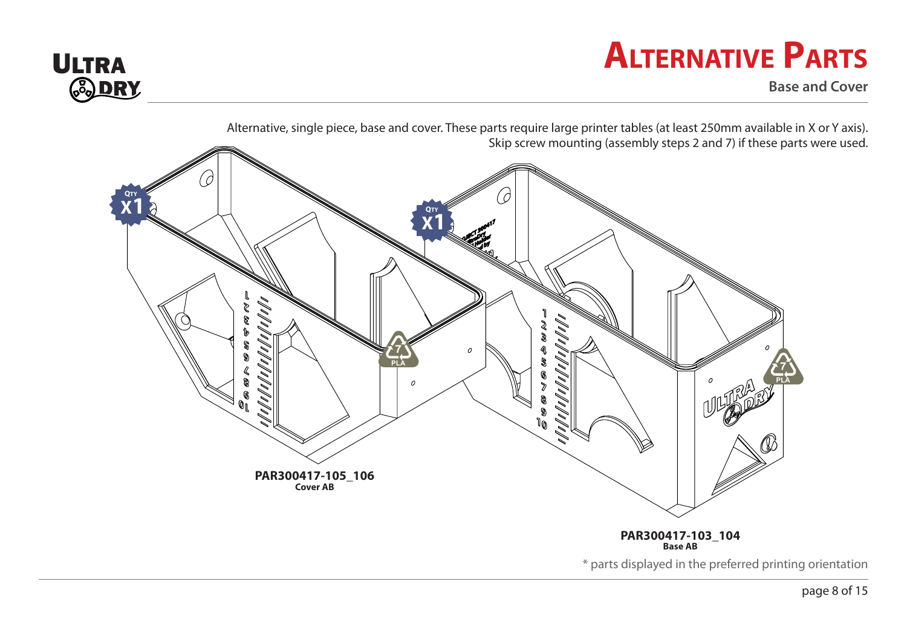# Alternative Parts

## Base and Cover

Alternative, single piece, base and cover. These parts require large printer tables (at least 250mm available in X or Y axis). Skip screw mounting (assembly steps 2 and 7) if these parts were used.

QTY X1

**PAR300417-105_106**
**Cover AB**

QTY X1

**PAR300417-103_104**
**Base AB**

* parts displayed in the preferred printing orientation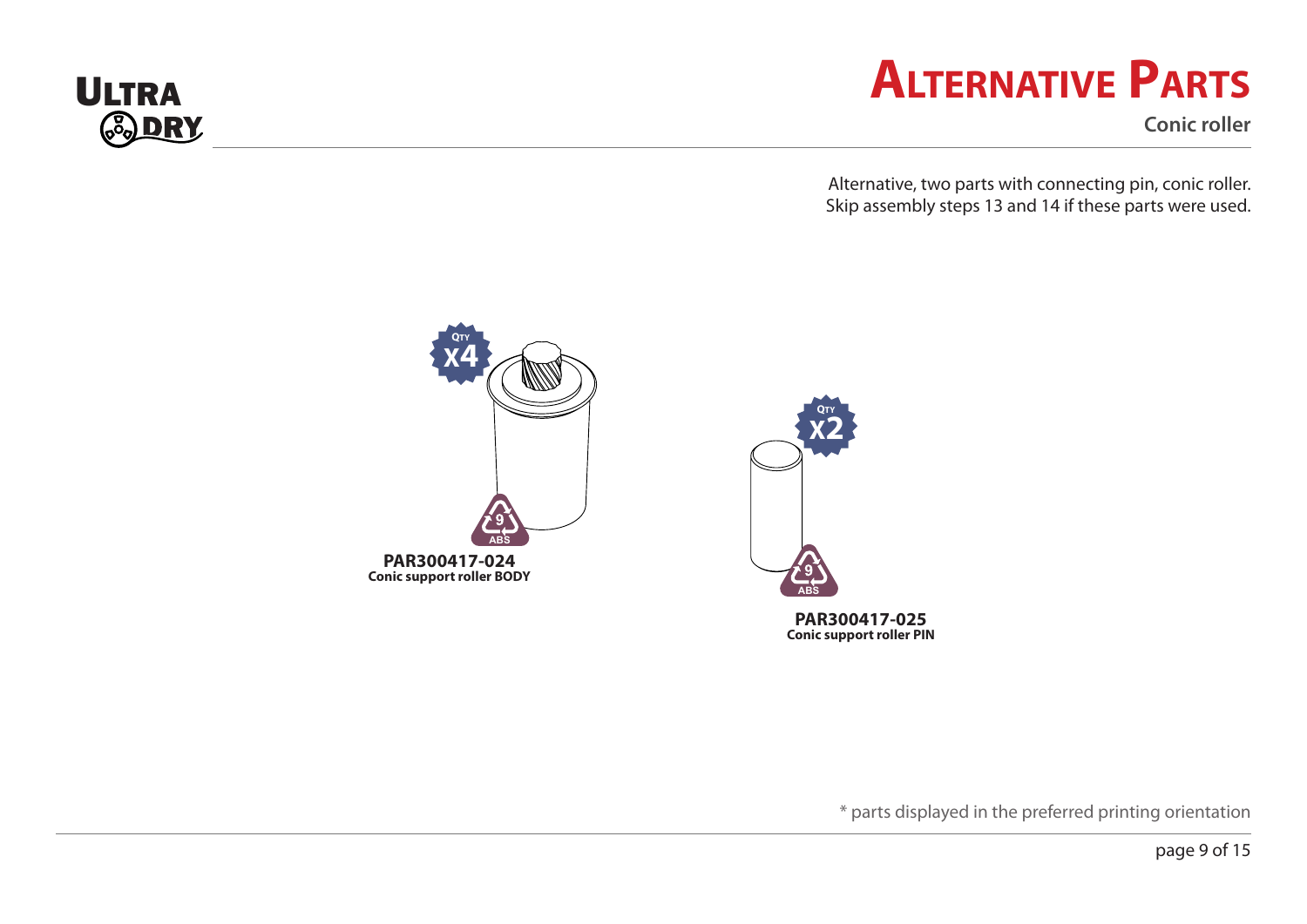# Alternative Parts

## Conic roller

Alternative, two parts with connecting pin, conic roller.
Skip assembly steps 13 and 14 if these parts were used.

QTY X4

9 ABS

**PAR300417-024**
**Conic support roller BODY**

QTY X2

9 ABS

**PAR300417-025**
**Conic support roller PIN**

* parts displayed in the preferred printing orientation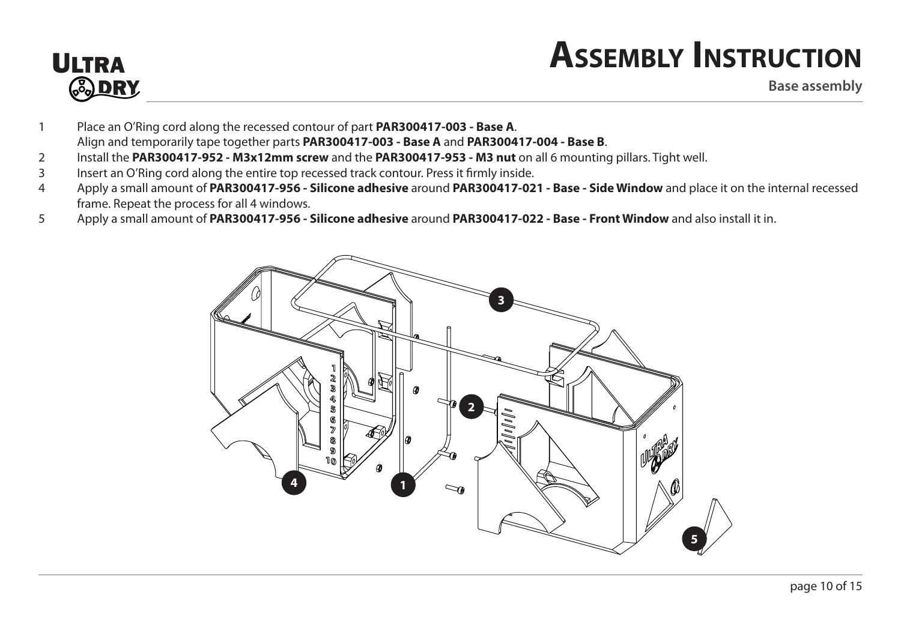# Assembly Instruction

**Base assembly**

1. Place an O'Ring cord along the recessed contour of part **PAR300417-003 - Base A**.
   Align and temporarily tape together parts **PAR300417-003 - Base A** and **PAR300417-004 - Base B**.
2. Install the **PAR300417-952 - M3x12mm screw** and the **PAR300417-953 - M3 nut** on all 6 mounting pillars. Tight well.
3. Insert an O'Ring cord along the entire top recessed track contour. Press it firmly inside.
4. Apply a small amount of **PAR300417-956 - Silicone adhesive** around **PAR300417-021 - Base - Side Window** and place it on the internal recessed frame. Repeat the process for all 4 windows.
5. Apply a small amount of **PAR300417-956 - Silicone adhesive** around **PAR300417-022 - Base - Front Window** and also install it in.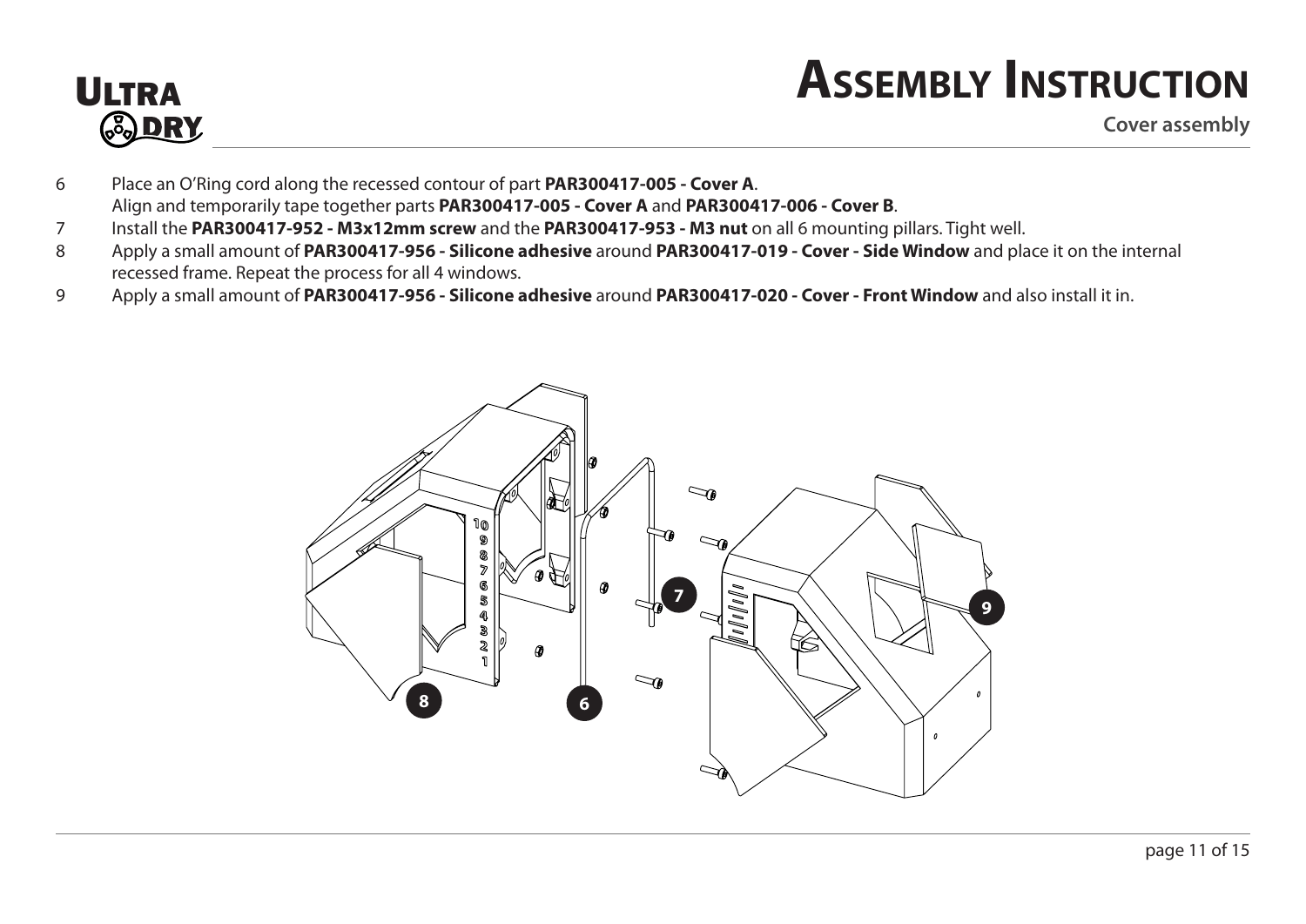# Assembly Instruction

**Cover assembly**

6 Place an O'Ring cord along the recessed contour of part **PAR300417-005 - Cover A**.
Align and temporarily tape together parts **PAR300417-005 - Cover A** and **PAR300417-006 - Cover B**.

7 Install the **PAR300417-952 - M3x12mm screw** and the **PAR300417-953 - M3 nut** on all 6 mounting pillars. Tight well.

8 Apply a small amount of **PAR300417-956 - Silicone adhesive** around **PAR300417-019 - Cover - Side Window** and place it on the internal recessed frame. Repeat the process for all 4 windows.

9 Apply a small amount of **PAR300417-956 - Silicone adhesive** around **PAR300417-020 - Cover - Front Window** and also install it in.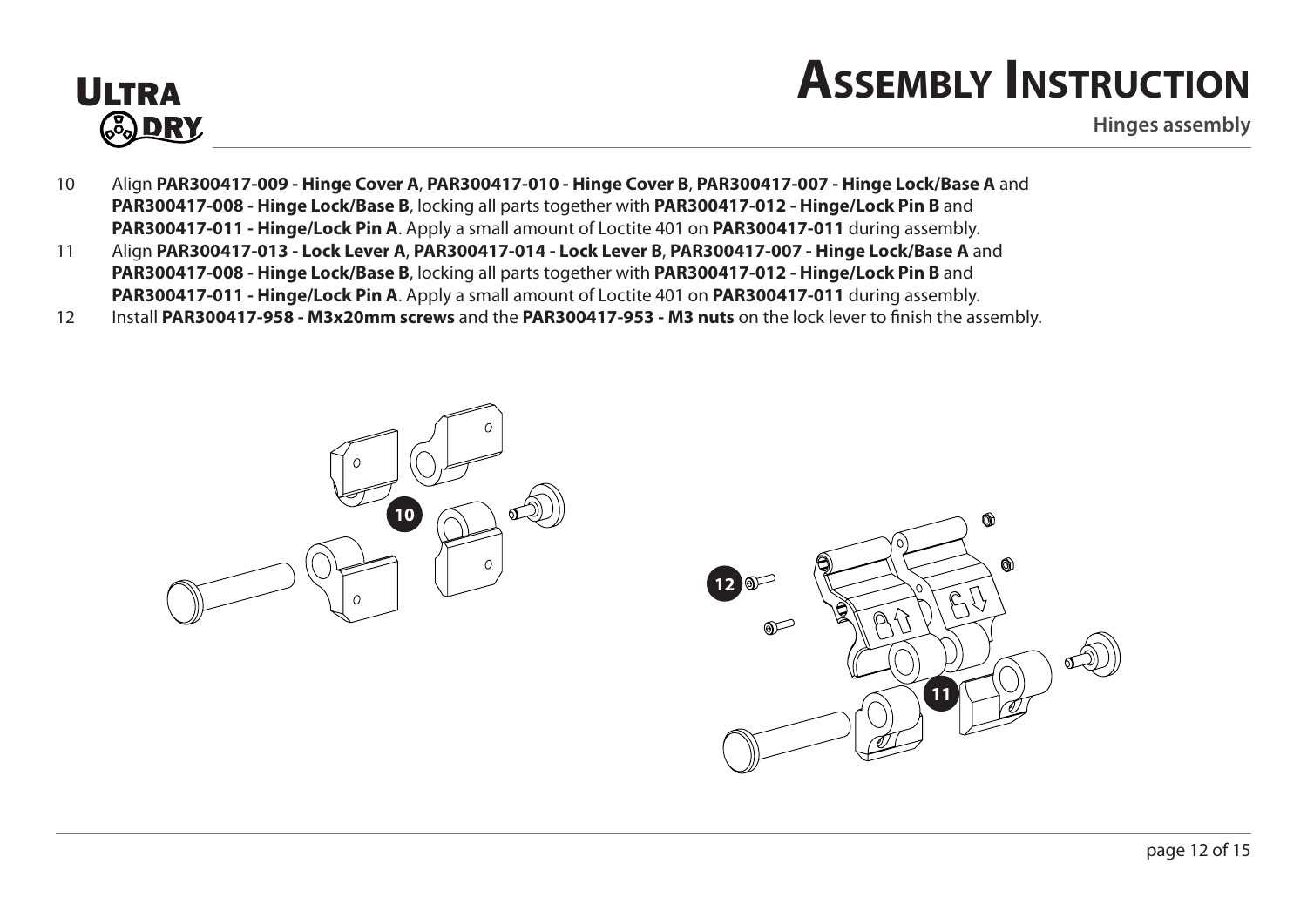# Assembly Instruction

## Hinges assembly

10 Align **PAR300417-009 - Hinge Cover A**, **PAR300417-010 - Hinge Cover B**, **PAR300417-007 - Hinge Lock/Base A** and **PAR300417-008 - Hinge Lock/Base B**, locking all parts together with **PAR300417-012 - Hinge/Lock Pin B** and **PAR300417-011 - Hinge/Lock Pin A**. Apply a small amount of Loctite 401 on **PAR300417-011** during assembly.

11 Align **PAR300417-013 - Lock Lever A**, **PAR300417-014 - Lock Lever B**, **PAR300417-007 - Hinge Lock/Base A** and **PAR300417-008 - Hinge Lock/Base B**, locking all parts together with **PAR300417-012 - Hinge/Lock Pin B** and **PAR300417-011 - Hinge/Lock Pin A**. Apply a small amount of Loctite 401 on **PAR300417-011** during assembly.

12 Install **PAR300417-958 - M3x20mm screws** and the **PAR300417-953 - M3 nuts** on the lock lever to finish the assembly.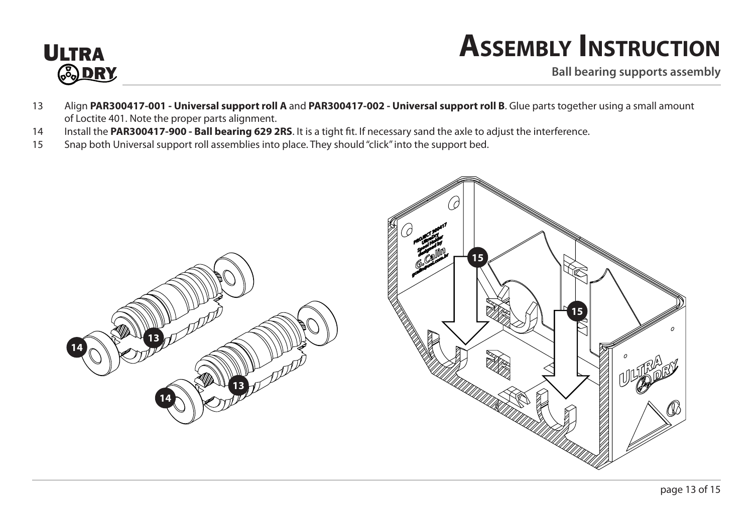# Assembly Instruction

## Ball bearing supports assembly

13 Align **PAR300417-001 - Universal support roll A** and **PAR300417-002 - Universal support roll B**. Glue parts together using a small amount of Loctite 401. Note the proper parts alignment.

14 Install the **PAR300417-900 - Ball bearing 629 2RS**. It is a tight fit. If necessary sand the axle to adjust the interference.

15 Snap both Universal support roll assemblies into place. They should "click" into the support bed.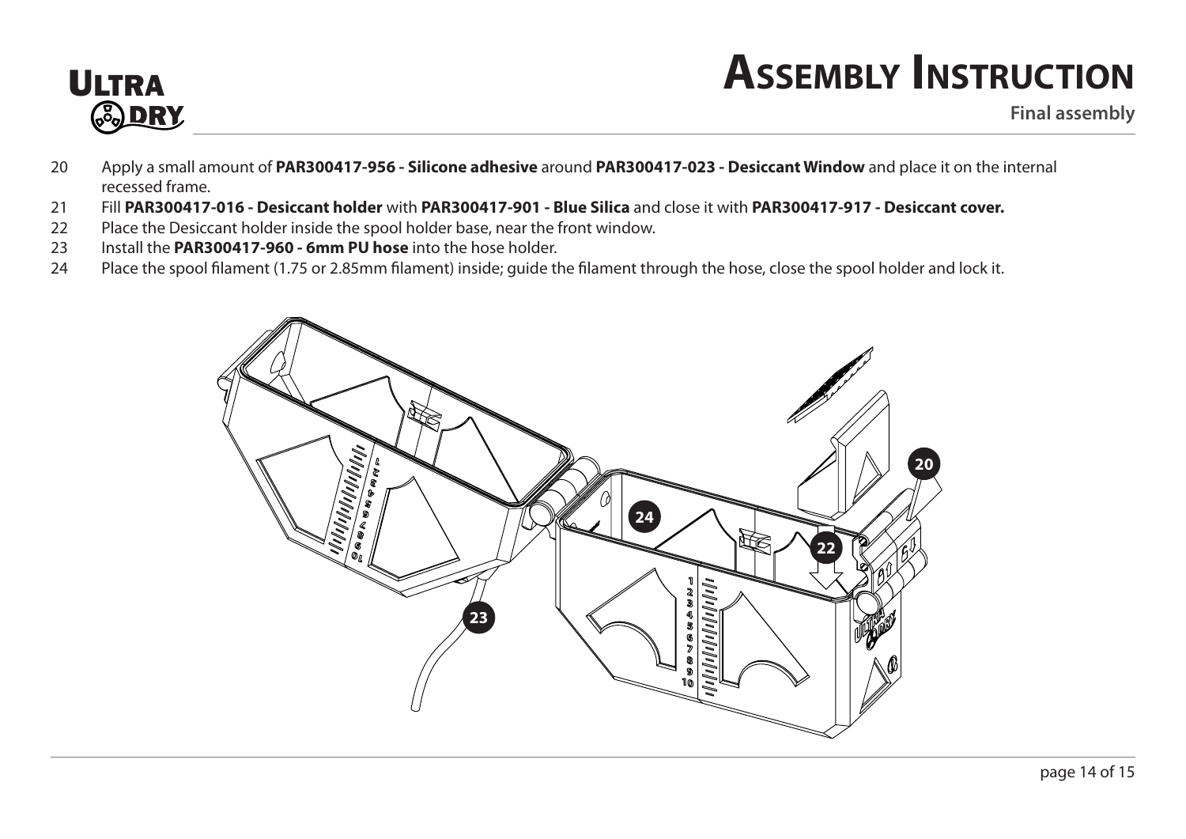# Assembly Instruction

**Final assembly**

20 Apply a small amount of **PAR300417-956 - Silicone adhesive** around **PAR300417-023 - Desiccant Window** and place it on the internal recessed frame.

21 Fill **PAR300417-016 - Desiccant holder** with **PAR300417-901 - Blue Silica** and close it with **PAR300417-917 - Desiccant cover.**

22 Place the Desiccant holder inside the spool holder base, near the front window.

23 Install the **PAR300417-960 - 6mm PU hose** into the hose holder.

24 Place the spool filament (1.75 or 2.85mm filament) inside; guide the filament through the hose, close the spool holder and lock it.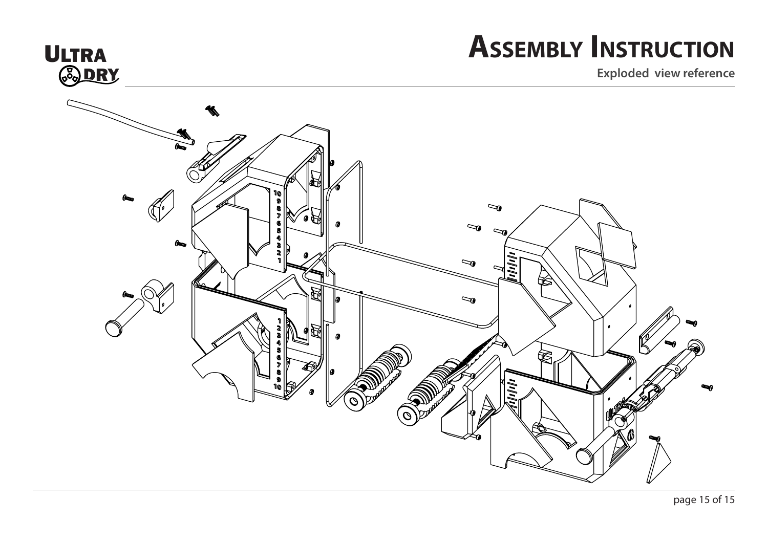# Assembly Instruction

**Exploded view reference**